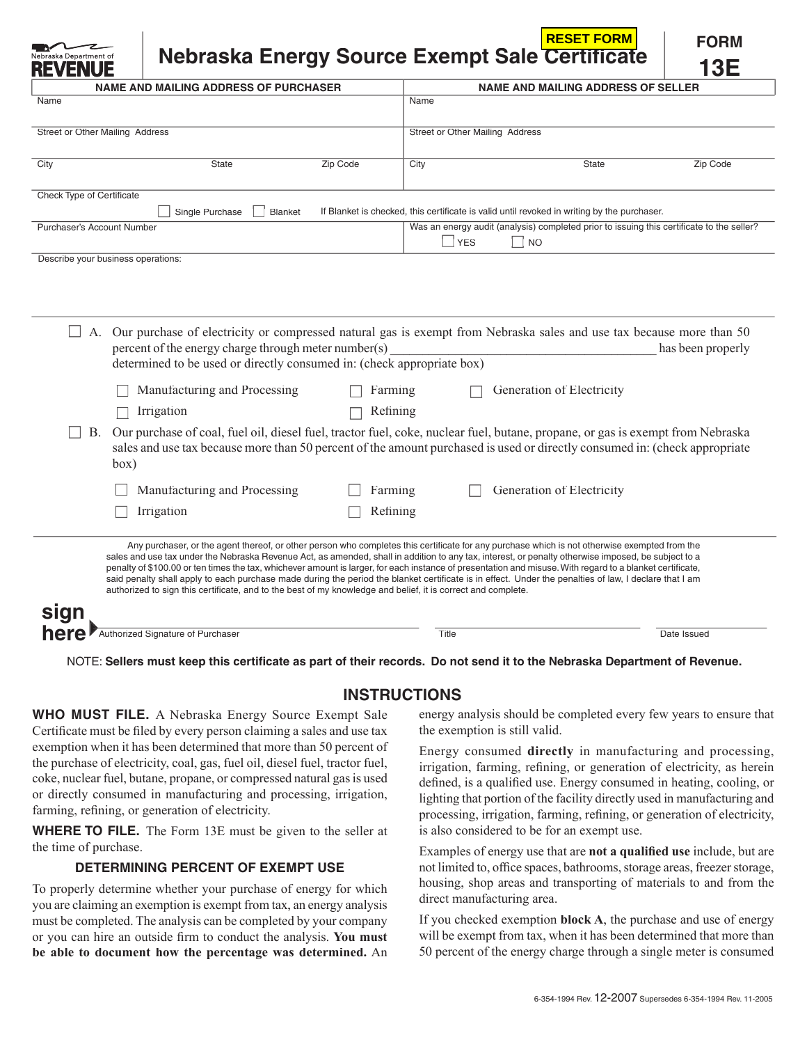Nebraska Department of REVENUE

# Nebraska Energy Source Exempt Sale Certificate

**FORM 13E**

| NAME AND MAILING ADDRESS OF PURCHASER | | | NAME AND MAILING ADDRESS OF SELLER | | |
|---|---|---|---|---|---|
| Name | | | Name | | |
| Street or Other Mailing Address | | | Street or Other Mailing Address | | |
| City | State | Zip Code | City | State | Zip Code |

Check Type of Certificate

☐ Single Purchase ☐ Blanket  If Blanket is checked, this certificate is valid until revoked in writing by the purchaser.

Purchaser's Account Number

Was an energy audit (analysis) completed prior to issuing this certificate to the seller? ☐ YES ☐ NO

Describe your business operations:

☐ A. Our purchase of electricity or compressed natural gas is exempt from Nebraska sales and use tax because more than 50 percent of the energy charge through meter number(s) ____________________ has been properly determined to be used or directly consumed in: (check appropriate box)

- ☐ Manufacturing and Processing
- ☐ Farming
- ☐ Generation of Electricity
- ☐ Irrigation
- ☐ Refining

☐ B. Our purchase of coal, fuel oil, diesel fuel, tractor fuel, coke, nuclear fuel, butane, propane, or gas is exempt from Nebraska sales and use tax because more than 50 percent of the amount purchased is used or directly consumed in: (check appropriate box)

- ☐ Manufacturing and Processing
- ☐ Farming
- ☐ Generation of Electricity
- ☐ Irrigation
- ☐ Refining

Any purchaser, or the agent thereof, or other person who completes this certificate for any purchase which is not otherwise exempted from the sales and use tax under the Nebraska Revenue Act, as amended, shall in addition to any tax, interest, or penalty otherwise imposed, be subject to a penalty of $100.00 or ten times the tax, whichever amount is larger, for each instance of presentation and misuse. With regard to a blanket certificate, said penalty shall apply to each purchase made during the period the blanket certificate is in effect. Under the penalties of law, I declare that I am authorized to sign this certificate, and to the best of my knowledge and belief, it is correct and complete.

**sign here**

Authorized Signature of Purchaser | Title | Date Issued

NOTE: **Sellers must keep this certificate as part of their records. Do not send it to the Nebraska Department of Revenue.**

## INSTRUCTIONS

**WHO MUST FILE.** A Nebraska Energy Source Exempt Sale Certificate must be filed by every person claiming a sales and use tax exemption when it has been determined that more than 50 percent of the purchase of electricity, coal, gas, fuel oil, diesel fuel, tractor fuel, coke, nuclear fuel, butane, propane, or compressed natural gas is used or directly consumed in manufacturing and processing, irrigation, farming, refining, or generation of electricity.

**WHERE TO FILE.** The Form 13E must be given to the seller at the time of purchase.

### DETERMINING PERCENT OF EXEMPT USE

To properly determine whether your purchase of energy for which you are claiming an exemption is exempt from tax, an energy analysis must be completed. The analysis can be completed by your company or you can hire an outside firm to conduct the analysis. **You must be able to document how the percentage was determined.** An energy analysis should be completed every few years to ensure that the exemption is still valid.

Energy consumed **directly** in manufacturing and processing, irrigation, farming, refining, or generation of electricity, as herein defined, is a qualified use. Energy consumed in heating, cooling, or lighting that portion of the facility directly used in manufacturing and processing, irrigation, farming, refining, or generation of electricity, is also considered to be for an exempt use.

Examples of energy use that are **not a qualified use** include, but are not limited to, office spaces, bathrooms, storage areas, freezer storage, housing, shop areas and transporting of materials to and from the direct manufacturing area.

If you checked exemption **block A**, the purchase and use of energy will be exempt from tax, when it has been determined that more than 50 percent of the energy charge through a single meter is consumed

6-354-1994 Rev. 12-2007 Supersedes 6-354-1994 Rev. 11-2005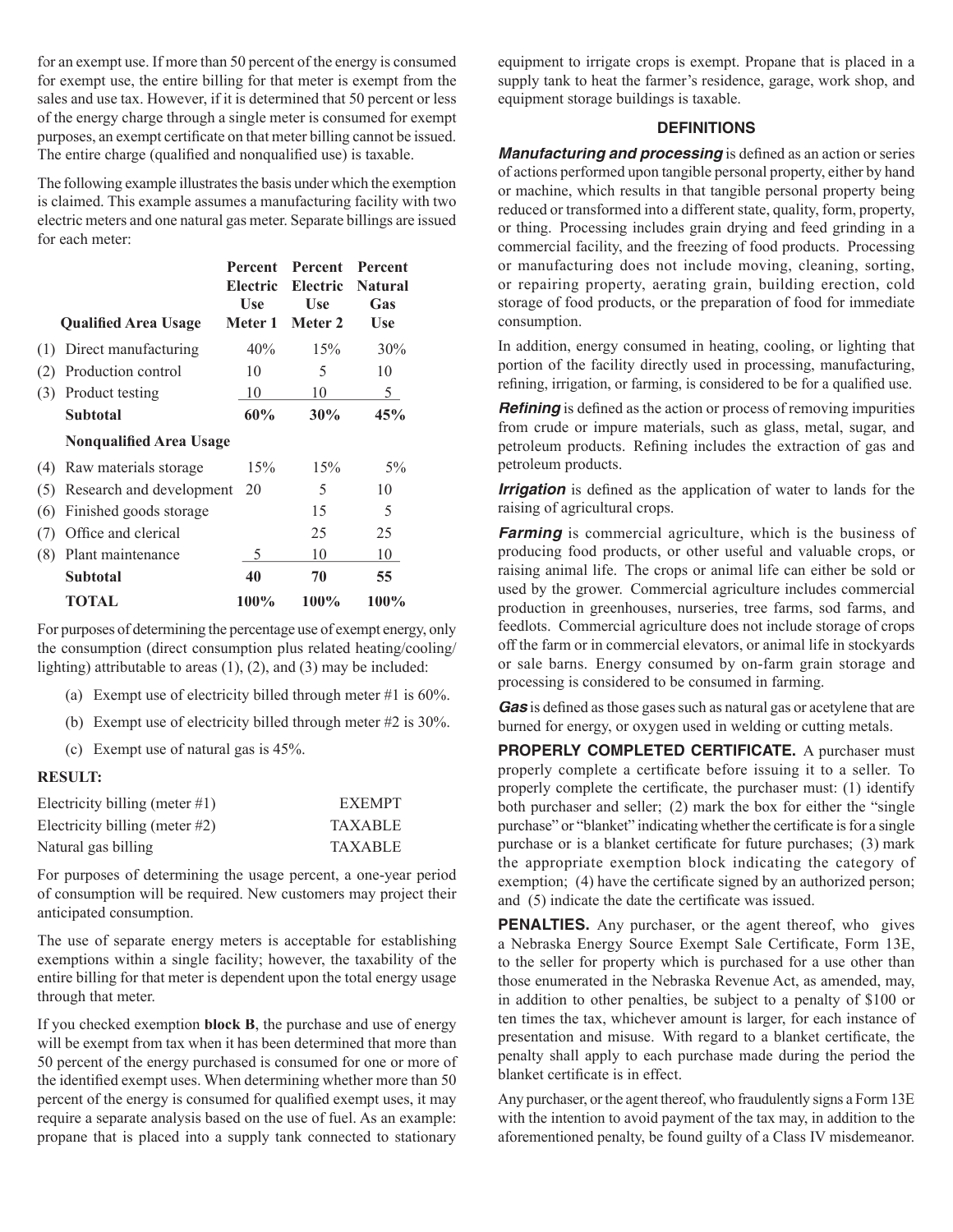for an exempt use. If more than 50 percent of the energy is consumed for exempt use, the entire billing for that meter is exempt from the sales and use tax. However, if it is determined that 50 percent or less of the energy charge through a single meter is consumed for exempt purposes, an exempt certificate on that meter billing cannot be issued. The entire charge (qualified and nonqualified use) is taxable.

The following example illustrates the basis under which the exemption is claimed. This example assumes a manufacturing facility with two electric meters and one natural gas meter. Separate billings are issued for each meter:

| | Qualified Area Usage | Percent Electric Use Meter 1 | Percent Electric Use Meter 2 | Percent Natural Gas Use |
|---|---|---|---|---|
| (1) | Direct manufacturing | 40% | 15% | 30% |
| (2) | Production control | 10 | 5 | 10 |
| (3) | Product testing | 10 | 10 | 5 |
| | **Subtotal** | **60%** | **30%** | **45%** |
| | **Nonqualified Area Usage** | | | |
| (4) | Raw materials storage | 15% | 15% | 5% |
| (5) | Research and development | 20 | 5 | 10 |
| (6) | Finished goods storage | | 15 | 5 |
| (7) | Office and clerical | | 25 | 25 |
| (8) | Plant maintenance | 5 | 10 | 10 |
| | **Subtotal** | **40** | **70** | **55** |
| | **TOTAL** | **100%** | **100%** | **100%** |

For purposes of determining the percentage use of exempt energy, only the consumption (direct consumption plus related heating/cooling/lighting) attributable to areas (1), (2), and (3) may be included:

(a) Exempt use of electricity billed through meter #1 is 60%.

(b) Exempt use of electricity billed through meter #2 is 30%.

(c) Exempt use of natural gas is 45%.

**RESULT:**

| | |
|---|---|
| Electricity billing (meter #1) | EXEMPT |
| Electricity billing (meter #2) | TAXABLE |
| Natural gas billing | TAXABLE |

For purposes of determining the usage percent, a one-year period of consumption will be required. New customers may project their anticipated consumption.

The use of separate energy meters is acceptable for establishing exemptions within a single facility; however, the taxability of the entire billing for that meter is dependent upon the total energy usage through that meter.

If you checked exemption **block B**, the purchase and use of energy will be exempt from tax when it has been determined that more than 50 percent of the energy purchased is consumed for one or more of the identified exempt uses. When determining whether more than 50 percent of the energy is consumed for qualified exempt uses, it may require a separate analysis based on the use of fuel. As an example: propane that is placed into a supply tank connected to stationary equipment to irrigate crops is exempt. Propane that is placed in a supply tank to heat the farmer's residence, garage, work shop, and equipment storage buildings is taxable.

## DEFINITIONS

***Manufacturing and processing*** is defined as an action or series of actions performed upon tangible personal property, either by hand or machine, which results in that tangible personal property being reduced or transformed into a different state, quality, form, property, or thing. Processing includes grain drying and feed grinding in a commercial facility, and the freezing of food products. Processing or manufacturing does not include moving, cleaning, sorting, or repairing property, aerating grain, building erection, cold storage of food products, or the preparation of food for immediate consumption.

In addition, energy consumed in heating, cooling, or lighting that portion of the facility directly used in processing, manufacturing, refining, irrigation, or farming, is considered to be for a qualified use.

***Refining*** is defined as the action or process of removing impurities from crude or impure materials, such as glass, metal, sugar, and petroleum products. Refining includes the extraction of gas and petroleum products.

***Irrigation*** is defined as the application of water to lands for the raising of agricultural crops.

***Farming*** is commercial agriculture, which is the business of producing food products, or other useful and valuable crops, or raising animal life. The crops or animal life can either be sold or used by the grower. Commercial agriculture includes commercial production in greenhouses, nurseries, tree farms, sod farms, and feedlots. Commercial agriculture does not include storage of crops off the farm or in commercial elevators, or animal life in stockyards or sale barns. Energy consumed by on-farm grain storage and processing is considered to be consumed in farming.

***Gas*** is defined as those gases such as natural gas or acetylene that are burned for energy, or oxygen used in welding or cutting metals.

**PROPERLY COMPLETED CERTIFICATE.** A purchaser must properly complete a certificate before issuing it to a seller. To properly complete the certificate, the purchaser must: (1) identify both purchaser and seller; (2) mark the box for either the "single purchase" or "blanket" indicating whether the certificate is for a single purchase or is a blanket certificate for future purchases; (3) mark the appropriate exemption block indicating the category of exemption; (4) have the certificate signed by an authorized person; and (5) indicate the date the certificate was issued.

**PENALTIES.** Any purchaser, or the agent thereof, who gives a Nebraska Energy Source Exempt Sale Certificate, Form 13E, to the seller for property which is purchased for a use other than those enumerated in the Nebraska Revenue Act, as amended, may, in addition to other penalties, be subject to a penalty of $100 or ten times the tax, whichever amount is larger, for each instance of presentation and misuse. With regard to a blanket certificate, the penalty shall apply to each purchase made during the period the blanket certificate is in effect.

Any purchaser, or the agent thereof, who fraudulently signs a Form 13E with the intention to avoid payment of the tax may, in addition to the aforementioned penalty, be found guilty of a Class IV misdemeanor.